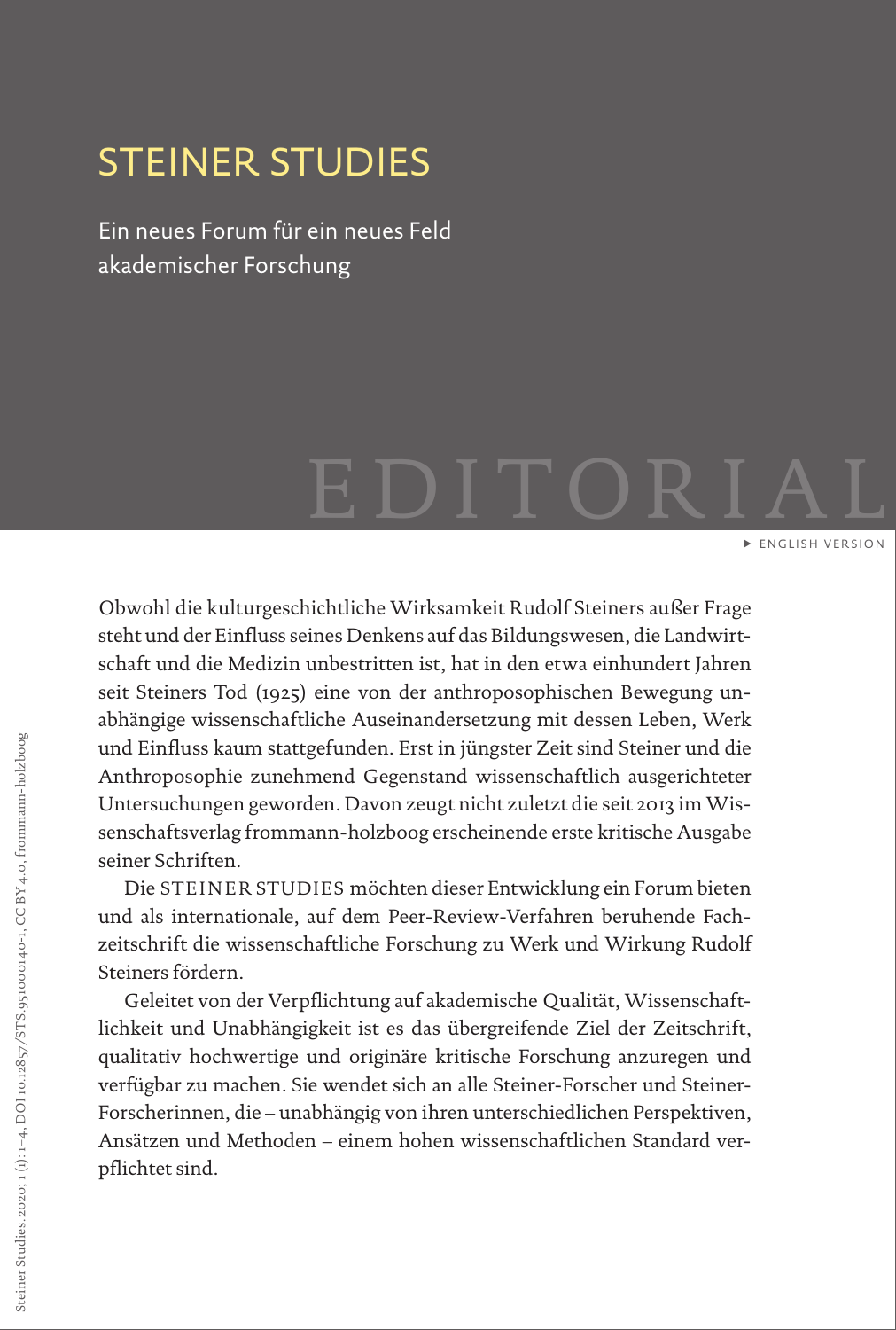# STEINER STUDIES

## Ein neues Forum für ein neues Feld akademischer Forschung

# EDITORIAL

▸ ENGLISH VERSION

Obwohl die kulturgeschichtliche Wirksamkeit Rudolf Steiners außer Frage steht und der Einfluss seines Denkens auf das Bildungswesen, die Landwirtschaft und die Medizin unbestritten ist, hat in den etwa einhundert Jahren seit Steiners Tod (1925) eine von der anthroposophischen Bewegung unabhängige wissenschaftliche Auseinandersetzung mit dessen Leben, Werk und Einfluss kaum stattgefunden. Erst in jüngster Zeit sind Steiner und die Anthroposophie zunehmend Gegenstand wissenschaftlich ausgerichteter Untersuchungen geworden. Davon zeugt nicht zuletzt die seit 2013 im Wissenschaftsverlag frommann-holzboog erscheinende erste kritische Ausgabe seiner Schriften.

Die STEINER STUDIES möchten dieser Entwicklung ein Forum bieten und als internationale, auf dem Peer-Review-Verfahren beruhende Fachzeitschrift die wissenschaftliche Forschung zu Werk und Wirkung Rudolf Steiners fördern.

Geleitet von der Verpflichtung auf akademische Qualität, Wissenschaftlichkeit und Unabhängigkeit ist es das übergreifende Ziel der Zeitschrift, qualitativ hochwertige und originäre kritische Forschung anzuregen und verfügbar zu machen. Sie wendet sich an alle Steiner-Forscher und Steiner-Forscherinnen, die – unabhängig von ihren unterschiedlichen Perspektiven, Ansätzen und Methoden – einem hohen wissenschaftlichen Standard verpflichtet sind.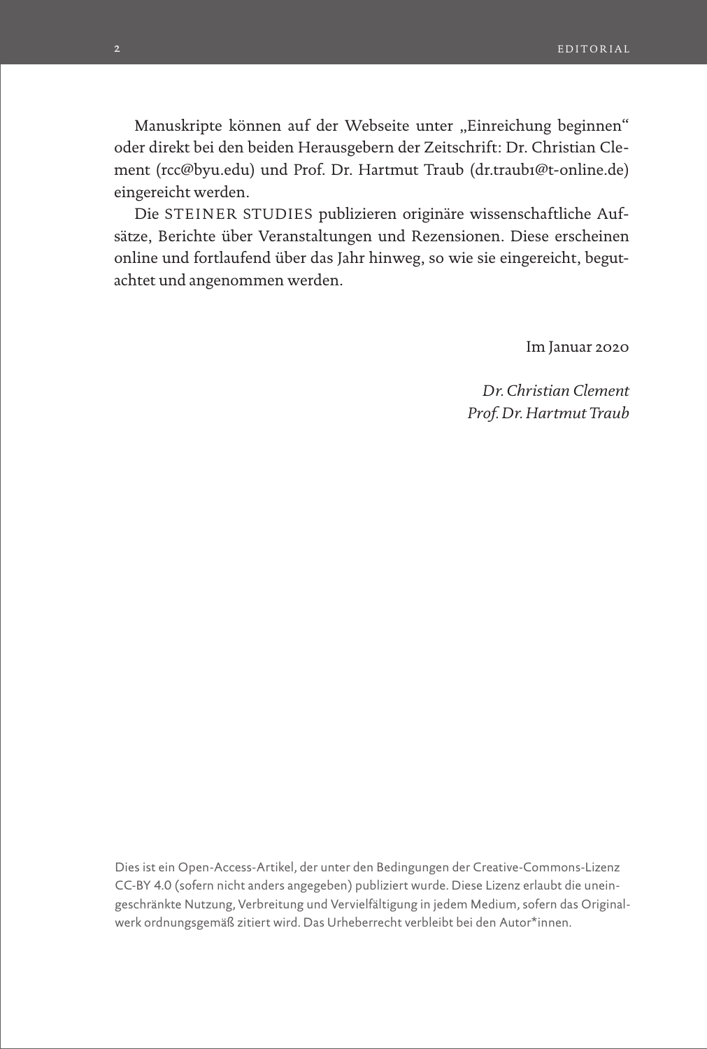Manuskripte können auf der Webseite unter „Einreichung beginnen“ oder direkt bei den beiden Herausgebern der Zeitschrift: Dr. Christian Clement (rcc@byu.edu) und Prof. Dr. Hartmut Traub (dr.traub1@t-online.de) eingereicht werden.

Die STEINER STUDIES publizieren originäre wissenschaftliche Aufsätze, Berichte über Veranstaltungen und Rezensionen. Diese erscheinen online und fortlaufend über das Jahr hinweg, so wie sie eingereicht, begutachtet und angenommen werden.

Im Januar 2020

*Dr. Christian Clement*
*Prof. Dr. Hartmut Traub*

Dies ist ein Open-Access-Artikel, der unter den Bedingungen der Creative-Commons-Lizenz CC-BY 4.0 (sofern nicht anders angegeben) publiziert wurde. Diese Lizenz erlaubt die uneingeschränkte Nutzung, Verbreitung und Vervielfältigung in jedem Medium, sofern das Originalwerk ordnungsgemäß zitiert wird. Das Urheberrecht verbleibt bei den Autor*innen.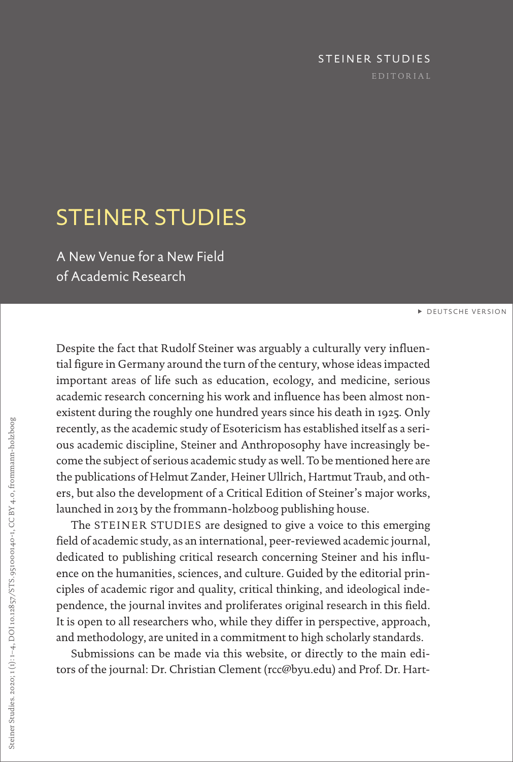STEINER STUDIES

EDITORIAL

# STEINER STUDIES

## A New Venue for a New Field of Academic Research

▸ DEUTSCHE VERSION

Despite the fact that Rudolf Steiner was arguably a culturally very influential figure in Germany around the turn of the century, whose ideas impacted important areas of life such as education, ecology, and medicine, serious academic research concerning his work and influence has been almost nonexistent during the roughly one hundred years since his death in 1925. Only recently, as the academic study of Esotericism has established itself as a serious academic discipline, Steiner and Anthroposophy have increasingly become the subject of serious academic study as well. To be mentioned here are the publications of Helmut Zander, Heiner Ullrich, Hartmut Traub, and others, but also the development of a Critical Edition of Steiner's major works, launched in 2013 by the frommann-holzboog publishing house.

The STEINER STUDIES are designed to give a voice to this emerging field of academic study, as an international, peer-reviewed academic journal, dedicated to publishing critical research concerning Steiner and his influence on the humanities, sciences, and culture. Guided by the editorial principles of academic rigor and quality, critical thinking, and ideological independence, the journal invites and proliferates original research in this field. It is open to all researchers who, while they differ in perspective, approach, and methodology, are united in a commitment to high scholarly standards.

Submissions can be made via this website, or directly to the main editors of the journal: Dr. Christian Clement (rcc@byu.edu) and Prof. Dr. Hart-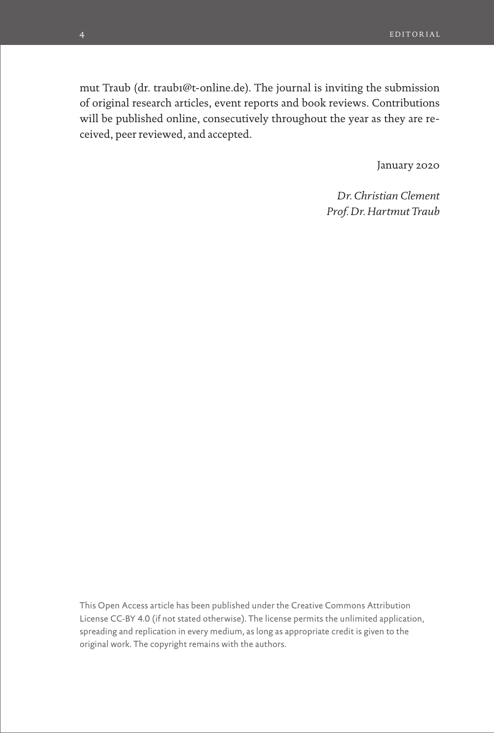mut Traub (dr. traub1@t-online.de). The journal is inviting the submission of original research articles, event reports and book reviews. Contributions will be published online, consecutively throughout the year as they are received, peer reviewed, and accepted.

January 2020

*Dr. Christian Clement*
*Prof. Dr. Hartmut Traub*

This Open Access article has been published under the Creative Commons Attribution License CC-BY 4.0 (if not stated otherwise). The license permits the unlimited application, spreading and replication in every medium, as long as appropriate credit is given to the original work. The copyright remains with the authors.